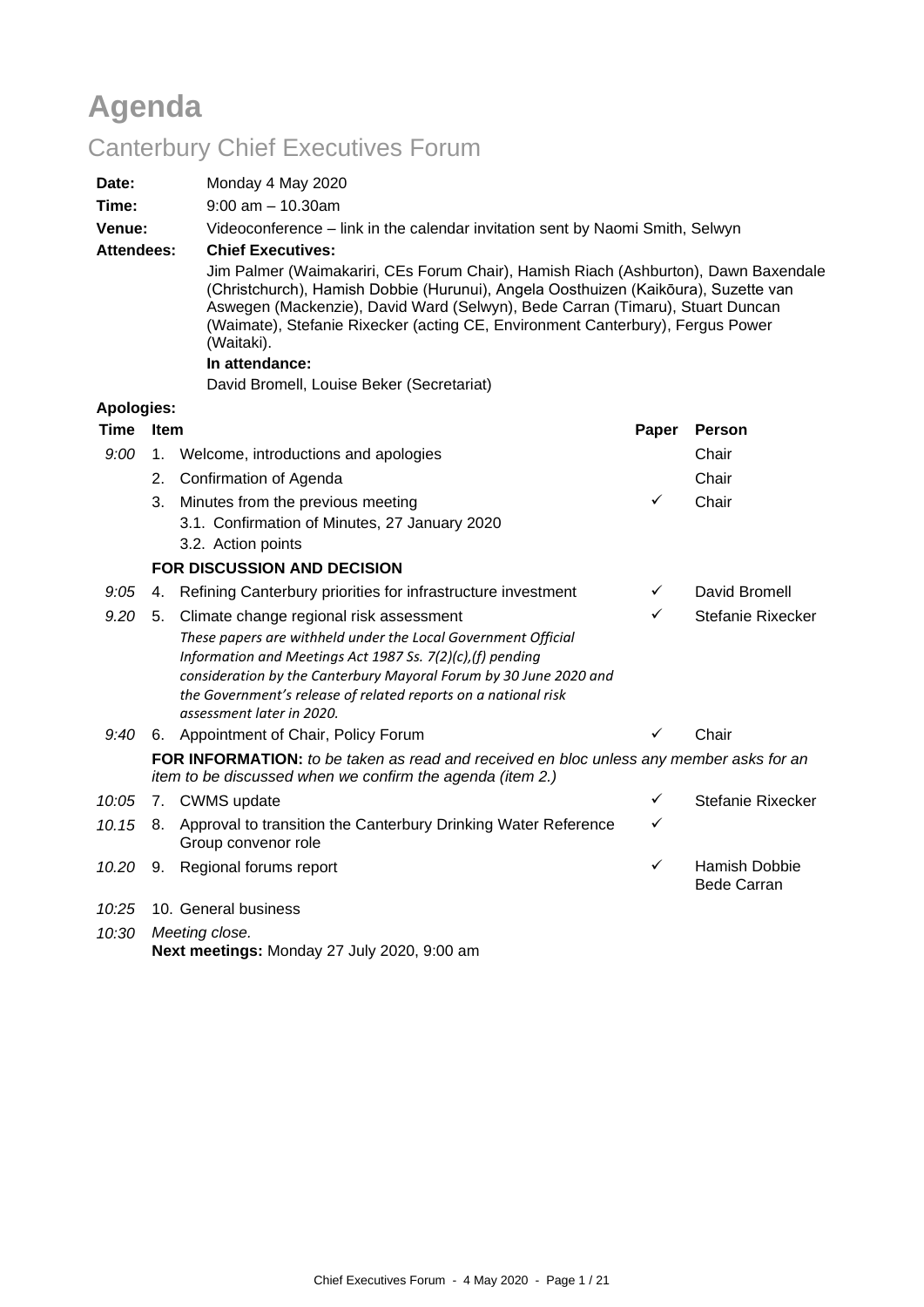# Agenda

## Canterbury Chief Executives Forum

**Date:** Monday 4 May 2020

**Time:** 9:00 am – 10.30am

**Venue:** Videoconference – link in the calendar invitation sent by Naomi Smith, Selwyn

**Attendees:** **Chief Executives:**

Jim Palmer (Waimakariri, CEs Forum Chair), Hamish Riach (Ashburton), Dawn Baxendale (Christchurch), Hamish Dobbie (Hurunui), Angela Oosthuizen (Kaikōura), Suzette van Aswegen (Mackenzie), David Ward (Selwyn), Bede Carran (Timaru), Stuart Duncan (Waimate), Stefanie Rixecker (acting CE, Environment Canterbury), Fergus Power (Waitaki).

**In attendance:**

David Bromell, Louise Beker (Secretariat)

**Apologies:**

| Time | Item | | Paper | Person |
|---|---|---|---|---|
| *9:00* | 1. | Welcome, introductions and apologies | | Chair |
| | 2. | Confirmation of Agenda | | Chair |
| | 3. | Minutes from the previous meeting<br>3.1. Confirmation of Minutes, 27 January 2020<br>3.2. Action points | ✓ | Chair |
| | | **FOR DISCUSSION AND DECISION** | | |
| *9:05* | 4. | Refining Canterbury priorities for infrastructure investment | ✓ | David Bromell |
| *9.20* | 5. | Climate change regional risk assessment<br>*These papers are withheld under the Local Government Official Information and Meetings Act 1987 Ss. 7(2)(c),(f) pending consideration by the Canterbury Mayoral Forum by 30 June 2020 and the Government's release of related reports on a national risk assessment later in 2020.* | ✓ | Stefanie Rixecker |
| *9:40* | 6. | Appointment of Chair, Policy Forum | ✓ | Chair |
| | | **FOR INFORMATION:** *to be taken as read and received en bloc unless any member asks for an item to be discussed when we confirm the agenda (item 2.)* | | |
| *10:05* | 7. | CWMS update | ✓ | Stefanie Rixecker |
| *10.15* | 8. | Approval to transition the Canterbury Drinking Water Reference Group convenor role | ✓ | |
| *10.20* | 9. | Regional forums report | ✓ | Hamish Dobbie<br>Bede Carran |
| *10:25* | 10. | General business | | |
| *10:30* | | *Meeting close.*<br>**Next meetings:** Monday 27 July 2020, 9:00 am | | |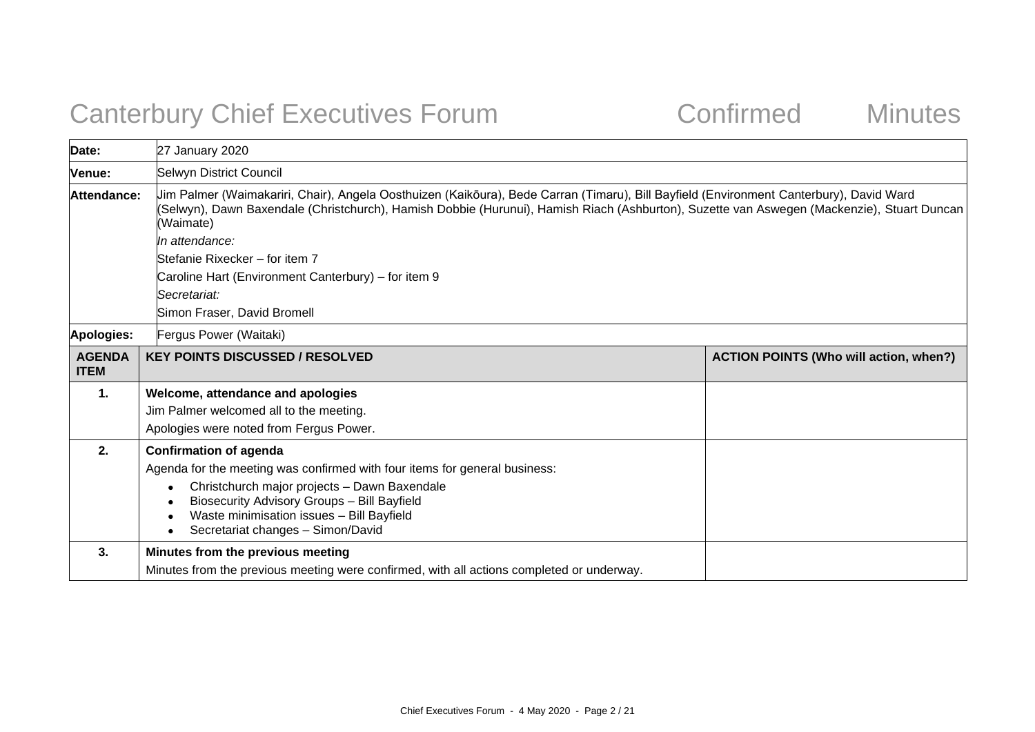# Canterbury Chief Executives Forum Confirmed Minutes

| | |
|---|---|
| **Date:** | 27 January 2020 |
| **Venue:** | Selwyn District Council |
| **Attendance:** | Jim Palmer (Waimakariri, Chair), Angela Oosthuizen (Kaikōura), Bede Carran (Timaru), Bill Bayfield (Environment Canterbury), David Ward (Selwyn), Dawn Baxendale (Christchurch), Hamish Dobbie (Hurunui), Hamish Riach (Ashburton), Suzette van Aswegen (Mackenzie), Stuart Duncan (Waimate)<br>*In attendance:*<br>Stefanie Rixecker – for item 7<br>Caroline Hart (Environment Canterbury) – for item 9<br>*Secretariat:*<br>Simon Fraser, David Bromell |
| **Apologies:** | Fergus Power (Waitaki) |

| AGENDA ITEM | KEY POINTS DISCUSSED / RESOLVED | ACTION POINTS (Who will action, when?) |
|---|---|---|
| **1.** | **Welcome, attendance and apologies**<br>Jim Palmer welcomed all to the meeting.<br>Apologies were noted from Fergus Power. | |
| **2.** | **Confirmation of agenda**<br>Agenda for the meeting was confirmed with four items for general business:<br>• Christchurch major projects – Dawn Baxendale<br>• Biosecurity Advisory Groups – Bill Bayfield<br>• Waste minimisation issues – Bill Bayfield<br>• Secretariat changes – Simon/David | |
| **3.** | **Minutes from the previous meeting**<br>Minutes from the previous meeting were confirmed, with all actions completed or underway. | |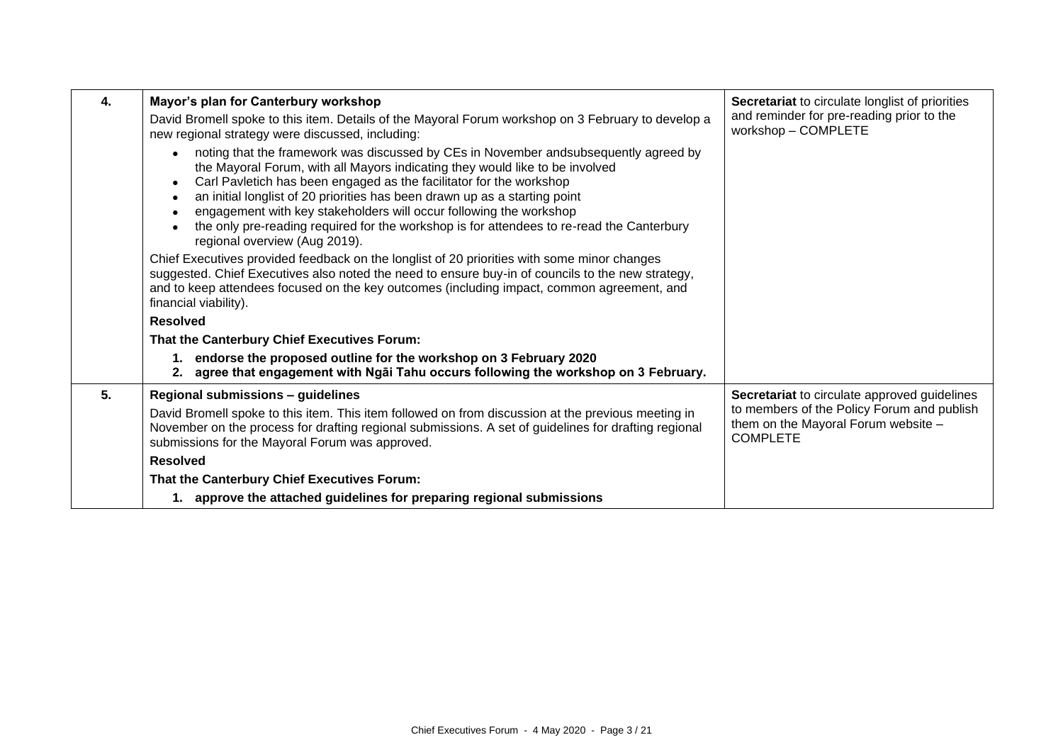| | | |
|---|---|---|
| **4.** | **Mayor's plan for Canterbury workshop**<br>David Bromell spoke to this item. Details of the Mayoral Forum workshop on 3 February to develop a new regional strategy were discussed, including:<br>• noting that the framework was discussed by CEs in November andsubsequently agreed by the Mayoral Forum, with all Mayors indicating they would like to be involved<br>• Carl Pavletich has been engaged as the facilitator for the workshop<br>• an initial longlist of 20 priorities has been drawn up as a starting point<br>• engagement with key stakeholders will occur following the workshop<br>• the only pre-reading required for the workshop is for attendees to re-read the Canterbury regional overview (Aug 2019).<br>Chief Executives provided feedback on the longlist of 20 priorities with some minor changes suggested. Chief Executives also noted the need to ensure buy-in of councils to the new strategy, and to keep attendees focused on the key outcomes (including impact, common agreement, and financial viability).<br>**Resolved**<br>**That the Canterbury Chief Executives Forum:**<br>**1. endorse the proposed outline for the workshop on 3 February 2020**<br>**2. agree that engagement with Ngāi Tahu occurs following the workshop on 3 February.** | **Secretariat** to circulate longlist of priorities and reminder for pre-reading prior to the workshop – COMPLETE |
| **5.** | **Regional submissions – guidelines**<br>David Bromell spoke to this item. This item followed on from discussion at the previous meeting in November on the process for drafting regional submissions. A set of guidelines for drafting regional submissions for the Mayoral Forum was approved.<br>**Resolved**<br>**That the Canterbury Chief Executives Forum:**<br>**1. approve the attached guidelines for preparing regional submissions** | **Secretariat** to circulate approved guidelines to members of the Policy Forum and publish them on the Mayoral Forum website – COMPLETE |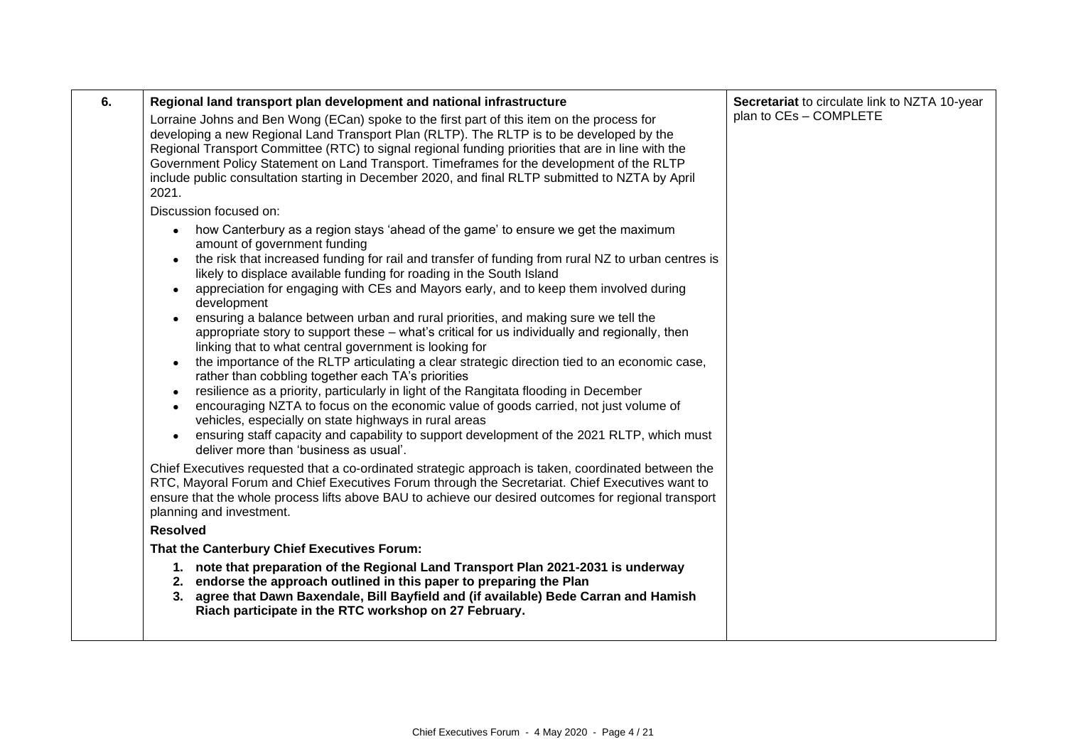| 6. | Regional land transport plan development and national infrastructure | Action |
|---|---|---|
| | **Regional land transport plan development and national infrastructure**<br>Lorraine Johns and Ben Wong (ECan) spoke to the first part of this item on the process for developing a new Regional Land Transport Plan (RLTP). The RLTP is to be developed by the Regional Transport Committee (RTC) to signal regional funding priorities that are in line with the Government Policy Statement on Land Transport. Timeframes for the development of the RLTP include public consultation starting in December 2020, and final RLTP submitted to NZTA by April 2021.<br>Discussion focused on:<br>• how Canterbury as a region stays 'ahead of the game' to ensure we get the maximum amount of government funding<br>• the risk that increased funding for rail and transfer of funding from rural NZ to urban centres is likely to displace available funding for roading in the South Island<br>• appreciation for engaging with CEs and Mayors early, and to keep them involved during development<br>• ensuring a balance between urban and rural priorities, and making sure we tell the appropriate story to support these – what's critical for us individually and regionally, then linking that to what central government is looking for<br>• the importance of the RLTP articulating a clear strategic direction tied to an economic case, rather than cobbling together each TA's priorities<br>• resilience as a priority, particularly in light of the Rangitata flooding in December<br>• encouraging NZTA to focus on the economic value of goods carried, not just volume of vehicles, especially on state highways in rural areas<br>• ensuring staff capacity and capability to support development of the 2021 RLTP, which must deliver more than 'business as usual'.<br>Chief Executives requested that a co-ordinated strategic approach is taken, coordinated between the RTC, Mayoral Forum and Chief Executives Forum through the Secretariat. Chief Executives want to ensure that the whole process lifts above BAU to achieve our desired outcomes for regional transport planning and investment.<br>**Resolved**<br>**That the Canterbury Chief Executives Forum:**<br>**1. note that preparation of the Regional Land Transport Plan 2021-2031 is underway**<br>**2. endorse the approach outlined in this paper to preparing the Plan**<br>**3. agree that Dawn Baxendale, Bill Bayfield and (if available) Bede Carran and Hamish Riach participate in the RTC workshop on 27 February.** | **Secretariat** to circulate link to NZTA 10-year plan to CEs – COMPLETE |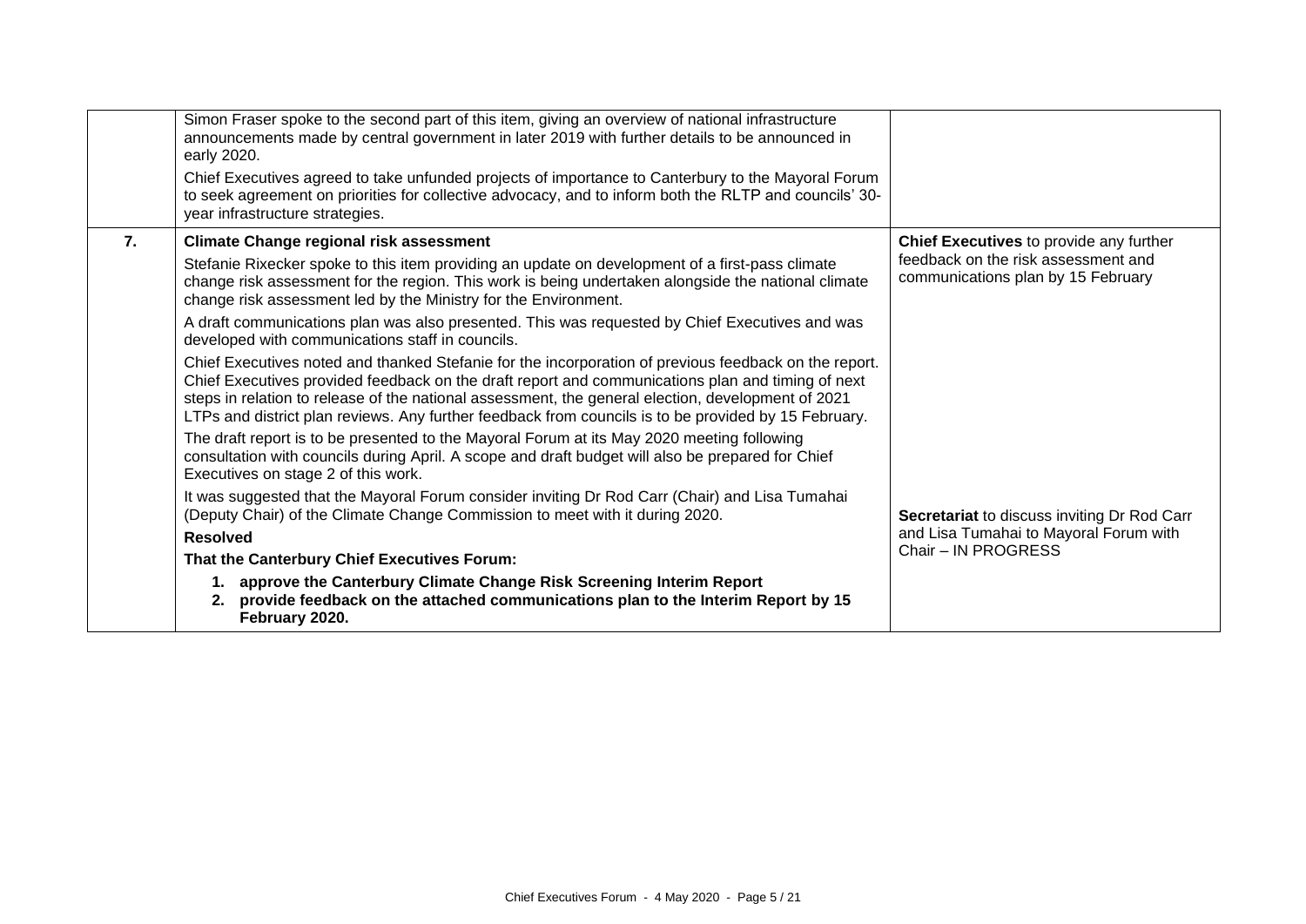| | | |
|---|---|---|
| | Simon Fraser spoke to the second part of this item, giving an overview of national infrastructure announcements made by central government in later 2019 with further details to be announced in early 2020.<br><br>Chief Executives agreed to take unfunded projects of importance to Canterbury to the Mayoral Forum to seek agreement on priorities for collective advocacy, and to inform both the RLTP and councils' 30-year infrastructure strategies. | |
| **7.** | **Climate Change regional risk assessment**<br><br>Stefanie Rixecker spoke to this item providing an update on development of a first-pass climate change risk assessment for the region. This work is being undertaken alongside the national climate change risk assessment led by the Ministry for the Environment.<br><br>A draft communications plan was also presented. This was requested by Chief Executives and was developed with communications staff in councils.<br><br>Chief Executives noted and thanked Stefanie for the incorporation of previous feedback on the report. Chief Executives provided feedback on the draft report and communications plan and timing of next steps in relation to release of the national assessment, the general election, development of 2021 LTPs and district plan reviews. Any further feedback from councils is to be provided by 15 February.<br><br>The draft report is to be presented to the Mayoral Forum at its May 2020 meeting following consultation with councils during April. A scope and draft budget will also be prepared for Chief Executives on stage 2 of this work.<br><br>It was suggested that the Mayoral Forum consider inviting Dr Rod Carr (Chair) and Lisa Tumahai (Deputy Chair) of the Climate Change Commission to meet with it during 2020.<br><br>**Resolved**<br><br>**That the Canterbury Chief Executives Forum:**<br><br>**1. approve the Canterbury Climate Change Risk Screening Interim Report**<br>**2. provide feedback on the attached communications plan to the Interim Report by 15 February 2020.** | **Chief Executives** to provide any further feedback on the risk assessment and communications plan by 15 February<br><br>**Secretariat** to discuss inviting Dr Rod Carr and Lisa Tumahai to Mayoral Forum with Chair – IN PROGRESS |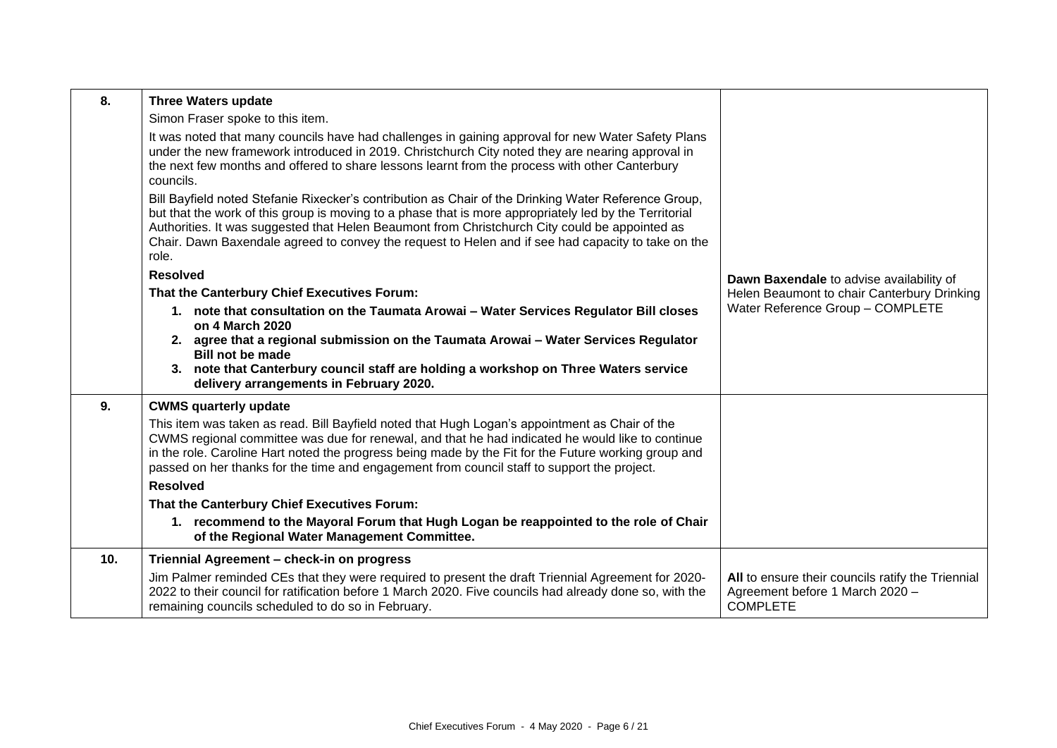| | | |
|---|---|---|
| **8.** | **Three Waters update**<br>Simon Fraser spoke to this item.<br>It was noted that many councils have had challenges in gaining approval for new Water Safety Plans under the new framework introduced in 2019. Christchurch City noted they are nearing approval in the next few months and offered to share lessons learnt from the process with other Canterbury councils.<br>Bill Bayfield noted Stefanie Rixecker's contribution as Chair of the Drinking Water Reference Group, but that the work of this group is moving to a phase that is more appropriately led by the Territorial Authorities. It was suggested that Helen Beaumont from Christchurch City could be appointed as Chair. Dawn Baxendale agreed to convey the request to Helen and if see had capacity to take on the role.<br>**Resolved**<br>**That the Canterbury Chief Executives Forum:**<br>**1. note that consultation on the Taumata Arowai – Water Services Regulator Bill closes on 4 March 2020**<br>**2. agree that a regional submission on the Taumata Arowai – Water Services Regulator Bill not be made**<br>**3. note that Canterbury council staff are holding a workshop on Three Waters service delivery arrangements in February 2020.** | **Dawn Baxendale** to advise availability of Helen Beaumont to chair Canterbury Drinking Water Reference Group – COMPLETE |
| **9.** | **CWMS quarterly update**<br>This item was taken as read. Bill Bayfield noted that Hugh Logan's appointment as Chair of the CWMS regional committee was due for renewal, and that he had indicated he would like to continue in the role. Caroline Hart noted the progress being made by the Fit for the Future working group and passed on her thanks for the time and engagement from council staff to support the project.<br>**Resolved**<br>**That the Canterbury Chief Executives Forum:**<br>**1. recommend to the Mayoral Forum that Hugh Logan be reappointed to the role of Chair of the Regional Water Management Committee.** | |
| **10.** | **Triennial Agreement – check-in on progress**<br>Jim Palmer reminded CEs that they were required to present the draft Triennial Agreement for 2020-2022 to their council for ratification before 1 March 2020. Five councils had already done so, with the remaining councils scheduled to do so in February. | **All** to ensure their councils ratify the Triennial Agreement before 1 March 2020 – COMPLETE |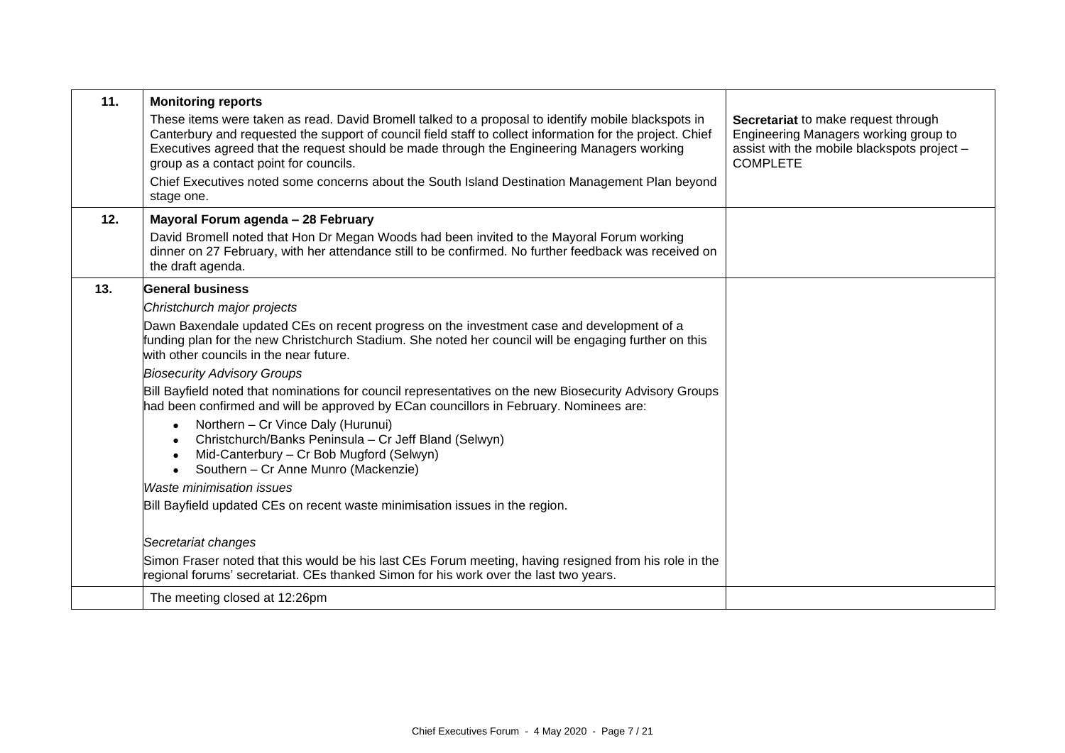| | | |
|---|---|---|
| **11.** | **Monitoring reports**<br>These items were taken as read. David Bromell talked to a proposal to identify mobile blackspots in Canterbury and requested the support of council field staff to collect information for the project. Chief Executives agreed that the request should be made through the Engineering Managers working group as a contact point for councils.<br>Chief Executives noted some concerns about the South Island Destination Management Plan beyond stage one. | **Secretariat** to make request through Engineering Managers working group to assist with the mobile blackspots project – COMPLETE |
| **12.** | **Mayoral Forum agenda – 28 February**<br>David Bromell noted that Hon Dr Megan Woods had been invited to the Mayoral Forum working dinner on 27 February, with her attendance still to be confirmed. No further feedback was received on the draft agenda. | |
| **13.** | **General business**<br>*Christchurch major projects*<br>Dawn Baxendale updated CEs on recent progress on the investment case and development of a funding plan for the new Christchurch Stadium. She noted her council will be engaging further on this with other councils in the near future.<br>*Biosecurity Advisory Groups*<br>Bill Bayfield noted that nominations for council representatives on the new Biosecurity Advisory Groups had been confirmed and will be approved by ECan councillors in February. Nominees are:<br>• Northern – Cr Vince Daly (Hurunui)<br>• Christchurch/Banks Peninsula – Cr Jeff Bland (Selwyn)<br>• Mid-Canterbury – Cr Bob Mugford (Selwyn)<br>• Southern – Cr Anne Munro (Mackenzie)<br>*Waste minimisation issues*<br>Bill Bayfield updated CEs on recent waste minimisation issues in the region.<br>*Secretariat changes*<br>Simon Fraser noted that this would be his last CEs Forum meeting, having resigned from his role in the regional forums' secretariat. CEs thanked Simon for his work over the last two years. | |
| | The meeting closed at 12:26pm | |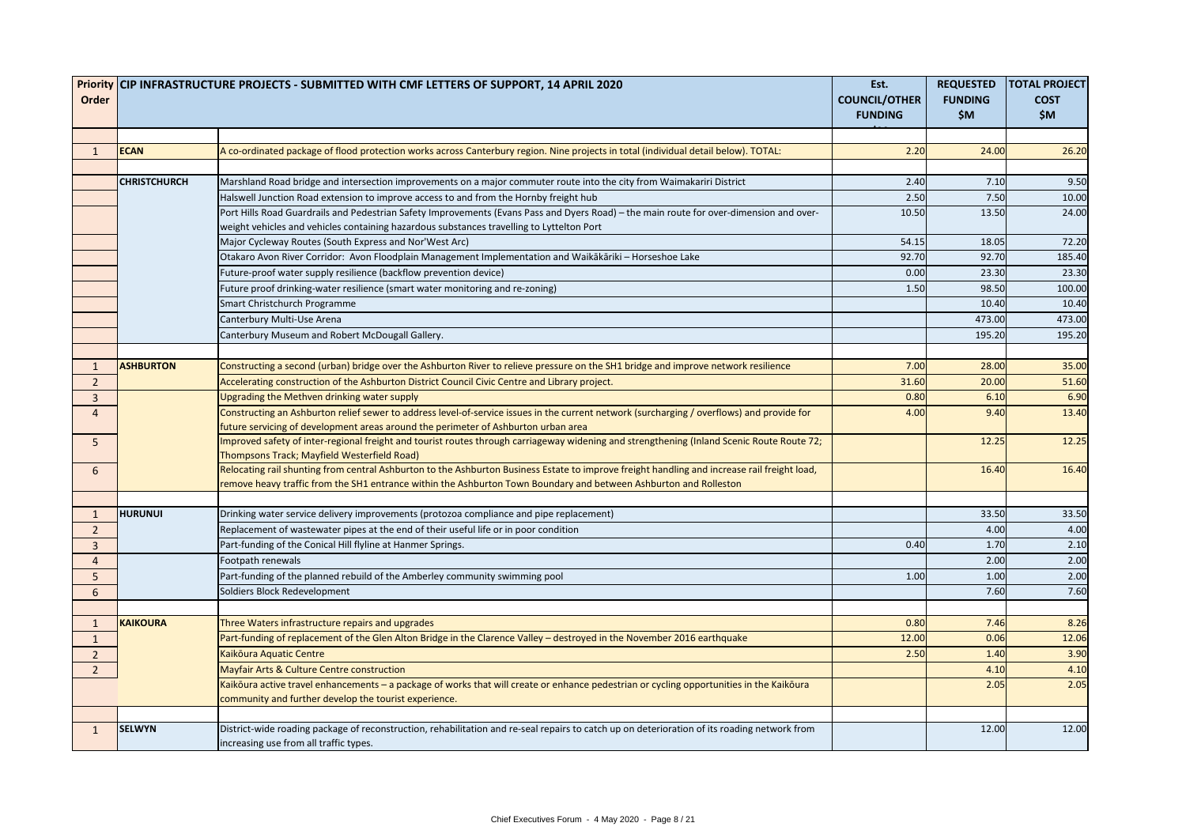| Priority Order | CIP INFRASTRUCTURE PROJECTS - SUBMITTED WITH CMF LETTERS OF SUPPORT, 14 APRIL 2020 | | Est. COUNCIL/OTHER FUNDING | REQUESTED FUNDING $M | TOTAL PROJECT COST $M |
|---|---|---|---|---|---|
| | | | | | |
| 1 | **ECAN** | A co-ordinated package of flood protection works across Canterbury region. Nine projects in total (individual detail below). TOTAL: | 2.20 | 24.00 | 26.20 |
| | | | | | |
| | **CHRISTCHURCH** | Marshland Road bridge and intersection improvements on a major commuter route into the city from Waimakariri District | 2.40 | 7.10 | 9.50 |
| | | Halswell Junction Road extension to improve access to and from the Hornby freight hub | 2.50 | 7.50 | 10.00 |
| | | Port Hills Road Guardrails and Pedestrian Safety Improvements (Evans Pass and Dyers Road) – the main route for over-dimension and over-weight vehicles and vehicles containing hazardous substances travelling to Lyttelton Port | 10.50 | 13.50 | 24.00 |
| | | Major Cycleway Routes (South Express and Nor'West Arc) | 54.15 | 18.05 | 72.20 |
| | | Otakaro Avon River Corridor: Avon Floodplain Management Implementation and Waikākāriki – Horseshoe Lake | 92.70 | 92.70 | 185.40 |
| | | Future-proof water supply resilience (backflow prevention device) | 0.00 | 23.30 | 23.30 |
| | | Future proof drinking-water resilience (smart water monitoring and re-zoning) | 1.50 | 98.50 | 100.00 |
| | | Smart Christchurch Programme | | 10.40 | 10.40 |
| | | Canterbury Multi-Use Arena | | 473.00 | 473.00 |
| | | Canterbury Museum and Robert McDougall Gallery. | | 195.20 | 195.20 |
| | | | | | |
| 1 | **ASHBURTON** | Constructing a second (urban) bridge over the Ashburton River to relieve pressure on the SH1 bridge and improve network resilience | 7.00 | 28.00 | 35.00 |
| 2 | | Accelerating construction of the Ashburton District Council Civic Centre and Library project. | 31.60 | 20.00 | 51.60 |
| 3 | | Upgrading the Methven drinking water supply | 0.80 | 6.10 | 6.90 |
| 4 | | Constructing an Ashburton relief sewer to address level-of-service issues in the current network (surcharging / overflows) and provide for future servicing of development areas around the perimeter of Ashburton urban area | 4.00 | 9.40 | 13.40 |
| 5 | | Improved safety of inter-regional freight and tourist routes through carriageway widening and strengthening (Inland Scenic Route Route 72; Thompsons Track; Mayfield Westerfield Road) | | 12.25 | 12.25 |
| 6 | | Relocating rail shunting from central Ashburton to the Ashburton Business Estate to improve freight handling and increase rail freight load, remove heavy traffic from the SH1 entrance within the Ashburton Town Boundary and between Ashburton and Rolleston | | 16.40 | 16.40 |
| | | | | | |
| 1 | **HURUNUI** | Drinking water service delivery improvements (protozoa compliance and pipe replacement) | | 33.50 | 33.50 |
| 2 | | Replacement of wastewater pipes at the end of their useful life or in poor condition | | 4.00 | 4.00 |
| 3 | | Part-funding of the Conical Hill flyline at Hanmer Springs. | 0.40 | 1.70 | 2.10 |
| 4 | | Footpath renewals | | 2.00 | 2.00 |
| 5 | | Part-funding of the planned rebuild of the Amberley community swimming pool | 1.00 | 1.00 | 2.00 |
| 6 | | Soldiers Block Redevelopment | | 7.60 | 7.60 |
| | | | | | |
| 1 | **KAIKOURA** | Three Waters infrastructure repairs and upgrades | 0.80 | 7.46 | 8.26 |
| 1 | | Part-funding of replacement of the Glen Alton Bridge in the Clarence Valley – destroyed in the November 2016 earthquake | 12.00 | 0.06 | 12.06 |
| 2 | | Kaikōura Aquatic Centre | 2.50 | 1.40 | 3.90 |
| 2 | | Mayfair Arts & Culture Centre construction | | 4.10 | 4.10 |
| | | Kaikōura active travel enhancements – a package of works that will create or enhance pedestrian or cycling opportunities in the Kaikōura community and further develop the tourist experience. | | 2.05 | 2.05 |
| | | | | | |
| 1 | **SELWYN** | District-wide roading package of reconstruction, rehabilitation and re-seal repairs to catch up on deterioration of its roading network from increasing use from all traffic types. | | 12.00 | 12.00 |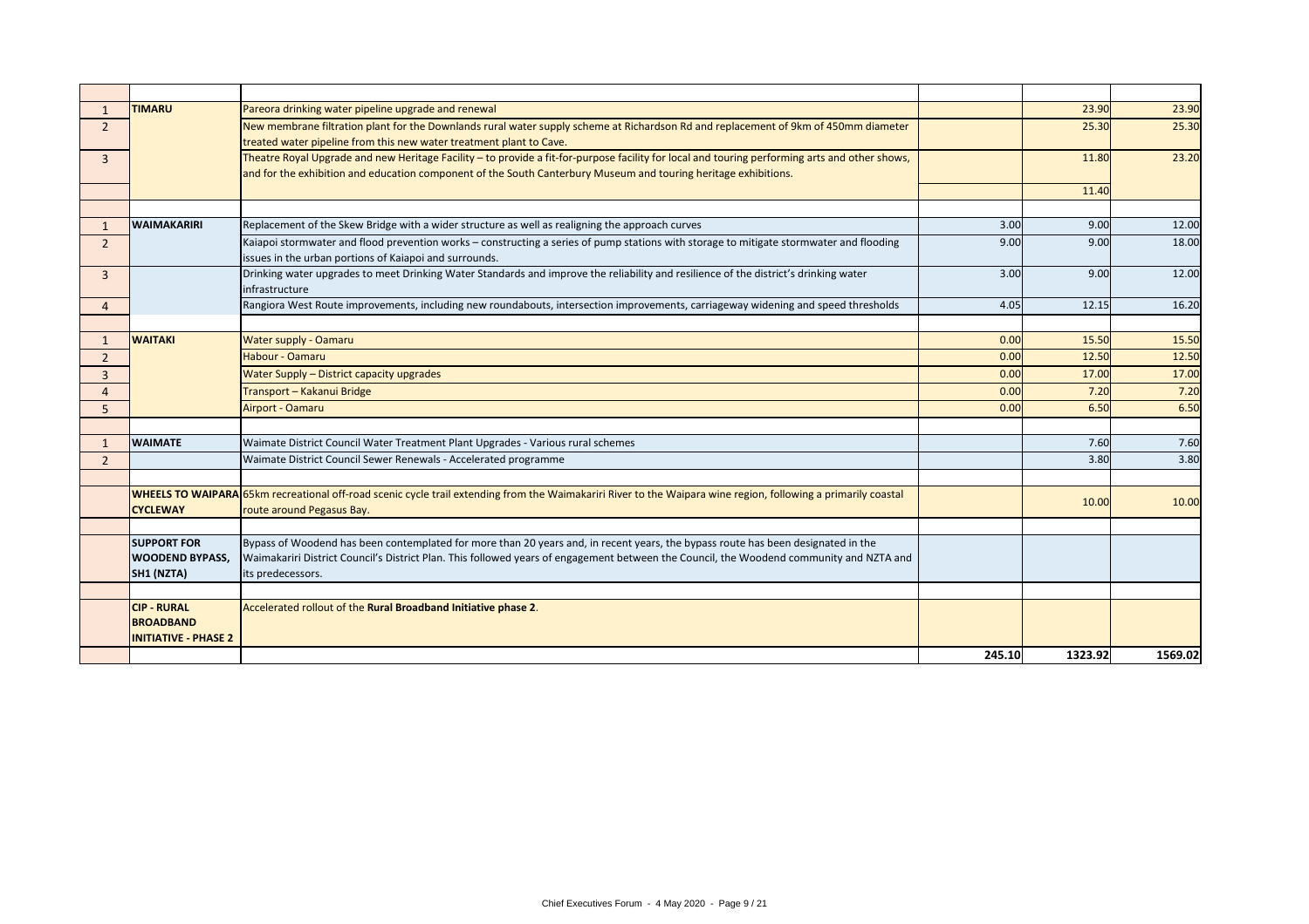| | | | | | |
|---|---|---|---|---|---|
| 1 | **TIMARU** | Pareora drinking water pipeline upgrade and renewal | | 23.90 | 23.90 |
| 2 | | New membrane filtration plant for the Downlands rural water supply scheme at Richardson Rd and replacement of 9km of 450mm diameter treated water pipeline from this new water treatment plant to Cave. | | 25.30 | 25.30 |
| 3 | | Theatre Royal Upgrade and new Heritage Facility – to provide a fit-for-purpose facility for local and touring performing arts and other shows, and for the exhibition and education component of the South Canterbury Museum and touring heritage exhibitions. | | 11.80 | 23.20 |
| | | | | 11.40 | |
| | | | | | |
| 1 | **WAIMAKARIRI** | Replacement of the Skew Bridge with a wider structure as well as realigning the approach curves | 3.00 | 9.00 | 12.00 |
| 2 | | Kaiapoi stormwater and flood prevention works – constructing a series of pump stations with storage to mitigate stormwater and flooding issues in the urban portions of Kaiapoi and surrounds. | 9.00 | 9.00 | 18.00 |
| 3 | | Drinking water upgrades to meet Drinking Water Standards and improve the reliability and resilience of the district's drinking water infrastructure | 3.00 | 9.00 | 12.00 |
| 4 | | Rangiora West Route improvements, including new roundabouts, intersection improvements, carriageway widening and speed thresholds | 4.05 | 12.15 | 16.20 |
| | | | | | |
| 1 | **WAITAKI** | Water supply - Oamaru | 0.00 | 15.50 | 15.50 |
| 2 | | Habour - Oamaru | 0.00 | 12.50 | 12.50 |
| 3 | | Water Supply – District capacity upgrades | 0.00 | 17.00 | 17.00 |
| 4 | | Transport – Kakanui Bridge | 0.00 | 7.20 | 7.20 |
| 5 | | Airport - Oamaru | 0.00 | 6.50 | 6.50 |
| | | | | | |
| 1 | **WAIMATE** | Waimate District Council Water Treatment Plant Upgrades - Various rural schemes | | 7.60 | 7.60 |
| 2 | | Waimate District Council Sewer Renewals - Accelerated programme | | 3.80 | 3.80 |
| | | | | | |
| | **WHEELS TO WAIPARA CYCLEWAY** | 65km recreational off-road scenic cycle trail extending from the Waimakariri River to the Waipara wine region, following a primarily coastal route around Pegasus Bay. | | 10.00 | 10.00 |
| | | | | | |
| | **SUPPORT FOR WOODEND BYPASS, SH1 (NZTA)** | Bypass of Woodend has been contemplated for more than 20 years and, in recent years, the bypass route has been designated in the Waimakariri District Council's District Plan. This followed years of engagement between the Council, the Woodend community and NZTA and its predecessors. | | | |
| | | | | | |
| | **CIP - RURAL BROADBAND INITIATIVE - PHASE 2** | Accelerated rollout of the **Rural Broadband Initiative phase 2**. | | | |
| | | | **245.10** | **1323.92** | **1569.02** |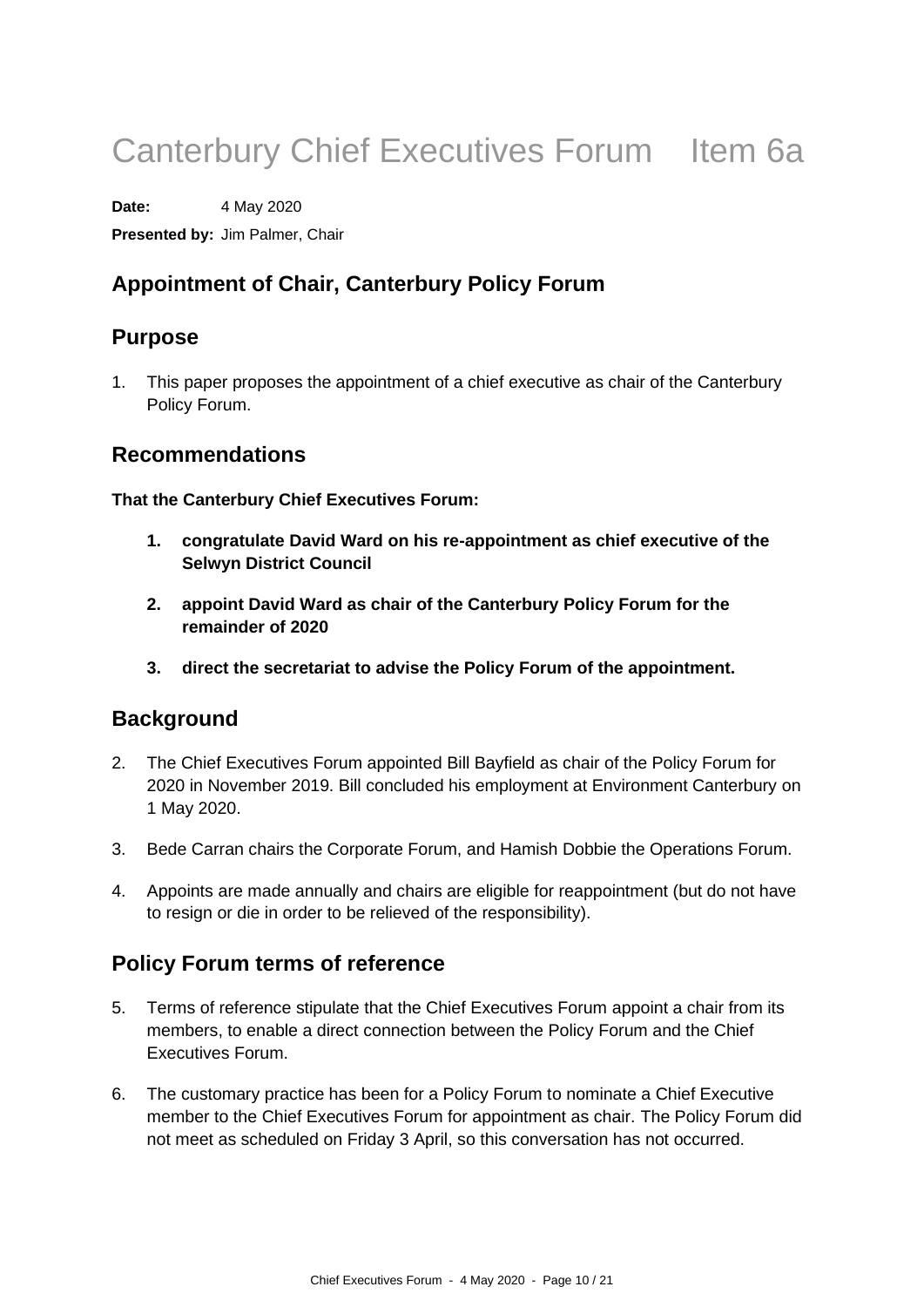# Canterbury Chief Executives Forum Item 6a

**Date:** 4 May 2020

**Presented by:** Jim Palmer, Chair

## Appointment of Chair, Canterbury Policy Forum

## Purpose

1. This paper proposes the appointment of a chief executive as chair of the Canterbury Policy Forum.

## Recommendations

**That the Canterbury Chief Executives Forum:**

1. **congratulate David Ward on his re-appointment as chief executive of the Selwyn District Council**
2. **appoint David Ward as chair of the Canterbury Policy Forum for the remainder of 2020**
3. **direct the secretariat to advise the Policy Forum of the appointment.**

## Background

2. The Chief Executives Forum appointed Bill Bayfield as chair of the Policy Forum for 2020 in November 2019. Bill concluded his employment at Environment Canterbury on 1 May 2020.

3. Bede Carran chairs the Corporate Forum, and Hamish Dobbie the Operations Forum.

4. Appoints are made annually and chairs are eligible for reappointment (but do not have to resign or die in order to be relieved of the responsibility).

## Policy Forum terms of reference

5. Terms of reference stipulate that the Chief Executives Forum appoint a chair from its members, to enable a direct connection between the Policy Forum and the Chief Executives Forum.

6. The customary practice has been for a Policy Forum to nominate a Chief Executive member to the Chief Executives Forum for appointment as chair. The Policy Forum did not meet as scheduled on Friday 3 April, so this conversation has not occurred.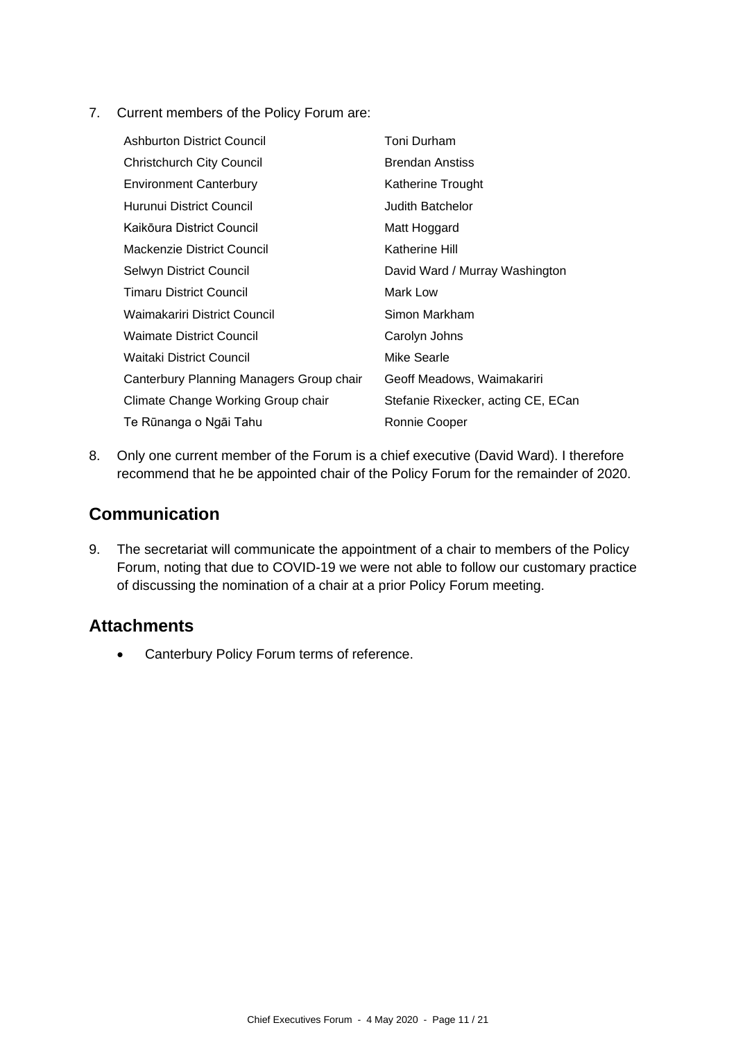7. Current members of the Policy Forum are:

| | |
|---|---|
| Ashburton District Council | Toni Durham |
| Christchurch City Council | Brendan Anstiss |
| Environment Canterbury | Katherine Trought |
| Hurunui District Council | Judith Batchelor |
| Kaikōura District Council | Matt Hoggard |
| Mackenzie District Council | Katherine Hill |
| Selwyn District Council | David Ward / Murray Washington |
| Timaru District Council | Mark Low |
| Waimakariri District Council | Simon Markham |
| Waimate District Council | Carolyn Johns |
| Waitaki District Council | Mike Searle |
| Canterbury Planning Managers Group chair | Geoff Meadows, Waimakariri |
| Climate Change Working Group chair | Stefanie Rixecker, acting CE, ECan |
| Te Rūnanga o Ngāi Tahu | Ronnie Cooper |

8. Only one current member of the Forum is a chief executive (David Ward). I therefore recommend that he be appointed chair of the Policy Forum for the remainder of 2020.

## Communication

9. The secretariat will communicate the appointment of a chair to members of the Policy Forum, noting that due to COVID-19 we were not able to follow our customary practice of discussing the nomination of a chair at a prior Policy Forum meeting.

## Attachments

- Canterbury Policy Forum terms of reference.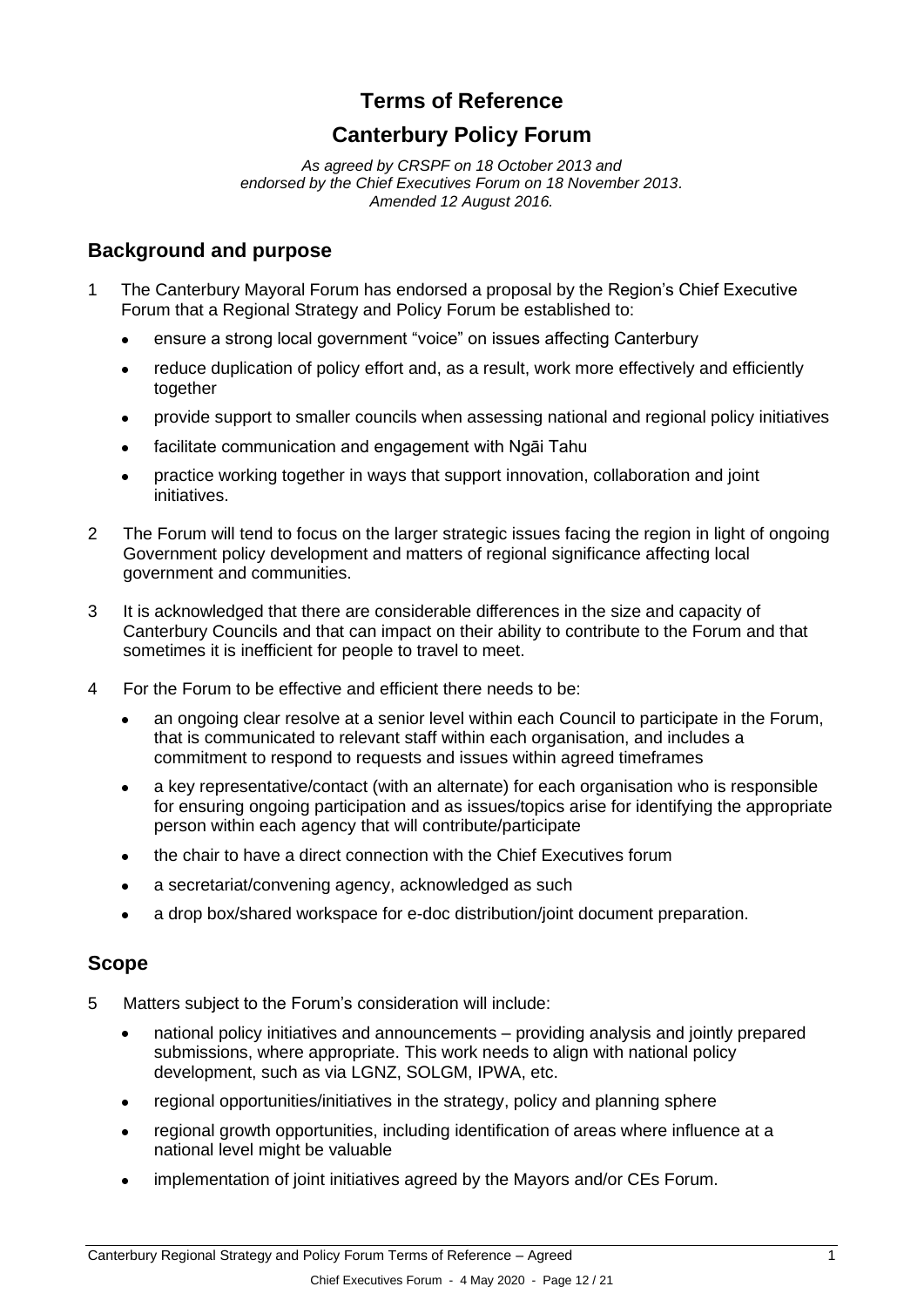# Terms of Reference

# Canterbury Policy Forum

*As agreed by CRSPF on 18 October 2013 and endorsed by the Chief Executives Forum on 18 November 2013. Amended 12 August 2016.*

## Background and purpose

1 The Canterbury Mayoral Forum has endorsed a proposal by the Region's Chief Executive Forum that a Regional Strategy and Policy Forum be established to:

- ensure a strong local government "voice" on issues affecting Canterbury
- reduce duplication of policy effort and, as a result, work more effectively and efficiently together
- provide support to smaller councils when assessing national and regional policy initiatives
- facilitate communication and engagement with Ngāi Tahu
- practice working together in ways that support innovation, collaboration and joint initiatives.

2 The Forum will tend to focus on the larger strategic issues facing the region in light of ongoing Government policy development and matters of regional significance affecting local government and communities.

3 It is acknowledged that there are considerable differences in the size and capacity of Canterbury Councils and that can impact on their ability to contribute to the Forum and that sometimes it is inefficient for people to travel to meet.

4 For the Forum to be effective and efficient there needs to be:

- an ongoing clear resolve at a senior level within each Council to participate in the Forum, that is communicated to relevant staff within each organisation, and includes a commitment to respond to requests and issues within agreed timeframes
- a key representative/contact (with an alternate) for each organisation who is responsible for ensuring ongoing participation and as issues/topics arise for identifying the appropriate person within each agency that will contribute/participate
- the chair to have a direct connection with the Chief Executives forum
- a secretariat/convening agency, acknowledged as such
- a drop box/shared workspace for e-doc distribution/joint document preparation.

## Scope

5 Matters subject to the Forum's consideration will include:

- national policy initiatives and announcements – providing analysis and jointly prepared submissions, where appropriate. This work needs to align with national policy development, such as via LGNZ, SOLGM, IPWA, etc.
- regional opportunities/initiatives in the strategy, policy and planning sphere
- regional growth opportunities, including identification of areas where influence at a national level might be valuable
- implementation of joint initiatives agreed by the Mayors and/or CEs Forum.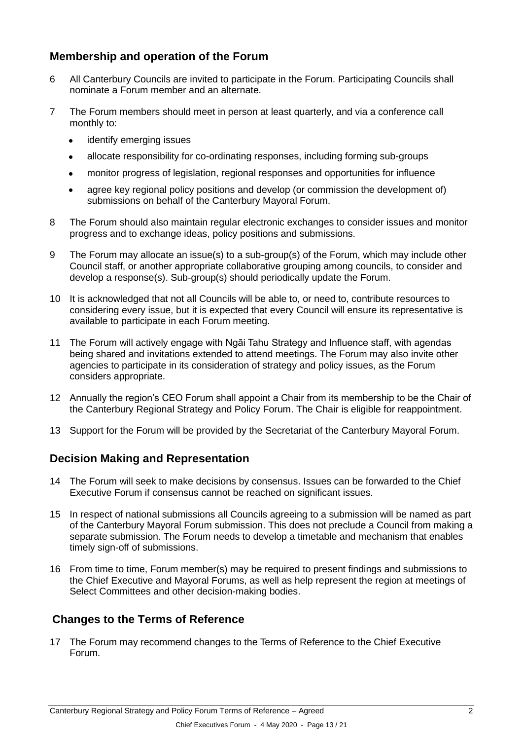## Membership and operation of the Forum

6 All Canterbury Councils are invited to participate in the Forum. Participating Councils shall nominate a Forum member and an alternate.

7 The Forum members should meet in person at least quarterly, and via a conference call monthly to:

- identify emerging issues
- allocate responsibility for co-ordinating responses, including forming sub-groups
- monitor progress of legislation, regional responses and opportunities for influence
- agree key regional policy positions and develop (or commission the development of) submissions on behalf of the Canterbury Mayoral Forum.

8 The Forum should also maintain regular electronic exchanges to consider issues and monitor progress and to exchange ideas, policy positions and submissions.

9 The Forum may allocate an issue(s) to a sub-group(s) of the Forum, which may include other Council staff, or another appropriate collaborative grouping among councils, to consider and develop a response(s). Sub-group(s) should periodically update the Forum.

10 It is acknowledged that not all Councils will be able to, or need to, contribute resources to considering every issue, but it is expected that every Council will ensure its representative is available to participate in each Forum meeting.

11 The Forum will actively engage with Ngāi Tahu Strategy and Influence staff, with agendas being shared and invitations extended to attend meetings. The Forum may also invite other agencies to participate in its consideration of strategy and policy issues, as the Forum considers appropriate.

12 Annually the region's CEO Forum shall appoint a Chair from its membership to be the Chair of the Canterbury Regional Strategy and Policy Forum. The Chair is eligible for reappointment.

13 Support for the Forum will be provided by the Secretariat of the Canterbury Mayoral Forum.

## Decision Making and Representation

14 The Forum will seek to make decisions by consensus. Issues can be forwarded to the Chief Executive Forum if consensus cannot be reached on significant issues.

15 In respect of national submissions all Councils agreeing to a submission will be named as part of the Canterbury Mayoral Forum submission. This does not preclude a Council from making a separate submission. The Forum needs to develop a timetable and mechanism that enables timely sign-off of submissions.

16 From time to time, Forum member(s) may be required to present findings and submissions to the Chief Executive and Mayoral Forums, as well as help represent the region at meetings of Select Committees and other decision-making bodies.

## Changes to the Terms of Reference

17 The Forum may recommend changes to the Terms of Reference to the Chief Executive Forum.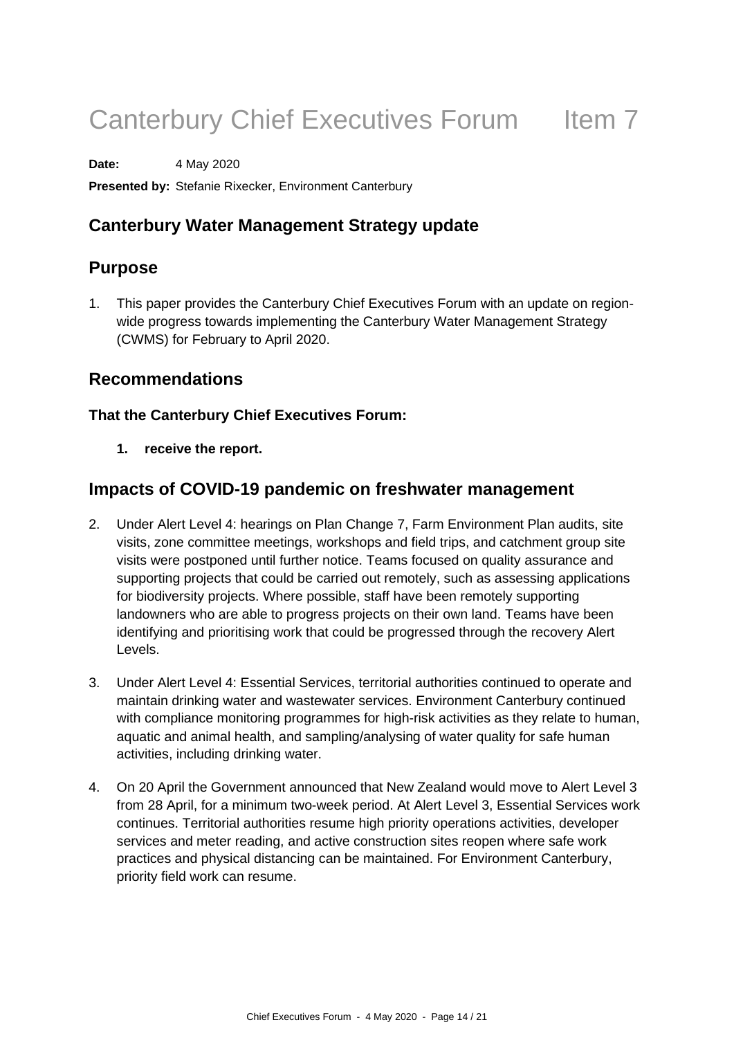# Canterbury Chief Executives Forum Item 7

**Date:** 4 May 2020

**Presented by:** Stefanie Rixecker, Environment Canterbury

## Canterbury Water Management Strategy update

## Purpose

1. This paper provides the Canterbury Chief Executives Forum with an update on region-wide progress towards implementing the Canterbury Water Management Strategy (CWMS) for February to April 2020.

## Recommendations

**That the Canterbury Chief Executives Forum:**

1. **receive the report.**

## Impacts of COVID-19 pandemic on freshwater management

2. Under Alert Level 4: hearings on Plan Change 7, Farm Environment Plan audits, site visits, zone committee meetings, workshops and field trips, and catchment group site visits were postponed until further notice. Teams focused on quality assurance and supporting projects that could be carried out remotely, such as assessing applications for biodiversity projects. Where possible, staff have been remotely supporting landowners who are able to progress projects on their own land. Teams have been identifying and prioritising work that could be progressed through the recovery Alert Levels.

3. Under Alert Level 4: Essential Services, territorial authorities continued to operate and maintain drinking water and wastewater services. Environment Canterbury continued with compliance monitoring programmes for high-risk activities as they relate to human, aquatic and animal health, and sampling/analysing of water quality for safe human activities, including drinking water.

4. On 20 April the Government announced that New Zealand would move to Alert Level 3 from 28 April, for a minimum two-week period. At Alert Level 3, Essential Services work continues. Territorial authorities resume high priority operations activities, developer services and meter reading, and active construction sites reopen where safe work practices and physical distancing can be maintained. For Environment Canterbury, priority field work can resume.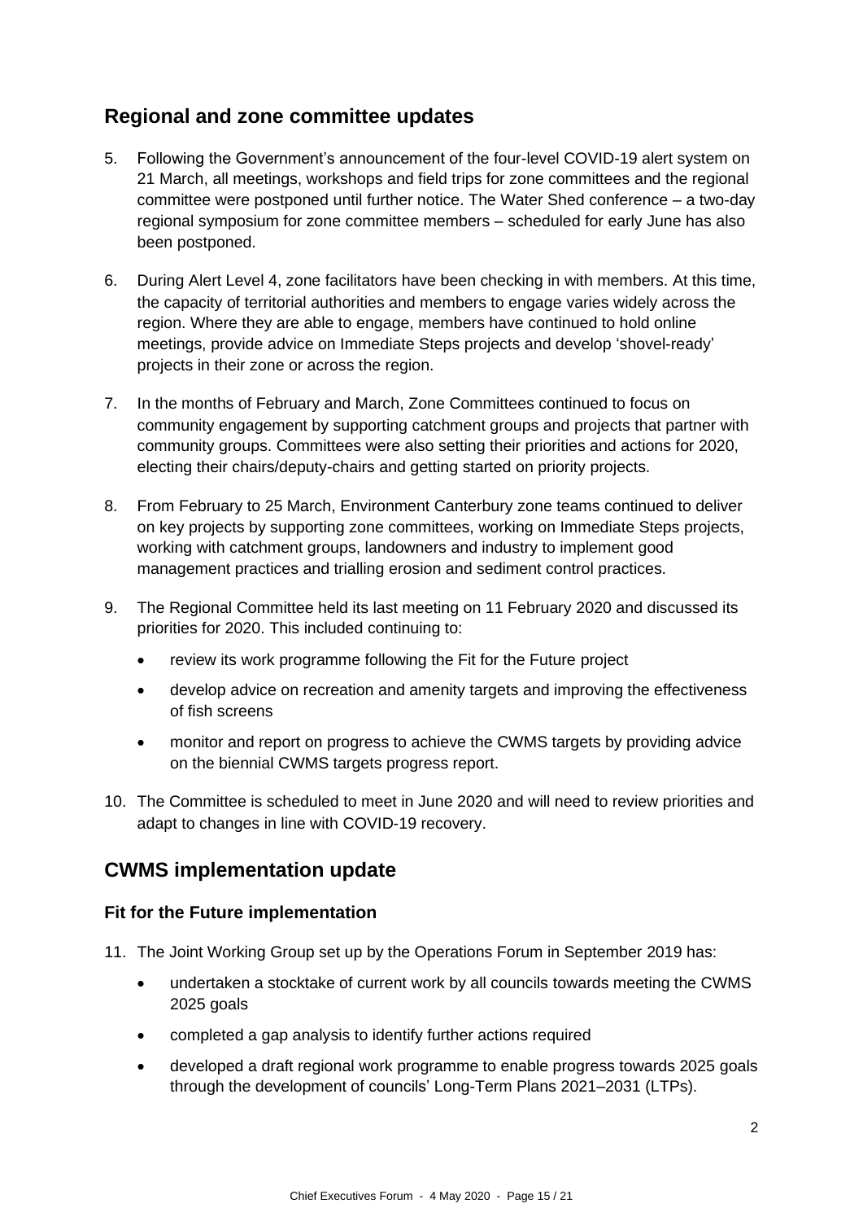## Regional and zone committee updates

5. Following the Government's announcement of the four-level COVID-19 alert system on 21 March, all meetings, workshops and field trips for zone committees and the regional committee were postponed until further notice. The Water Shed conference – a two-day regional symposium for zone committee members – scheduled for early June has also been postponed.

6. During Alert Level 4, zone facilitators have been checking in with members. At this time, the capacity of territorial authorities and members to engage varies widely across the region. Where they are able to engage, members have continued to hold online meetings, provide advice on Immediate Steps projects and develop 'shovel-ready' projects in their zone or across the region.

7. In the months of February and March, Zone Committees continued to focus on community engagement by supporting catchment groups and projects that partner with community groups. Committees were also setting their priorities and actions for 2020, electing their chairs/deputy-chairs and getting started on priority projects.

8. From February to 25 March, Environment Canterbury zone teams continued to deliver on key projects by supporting zone committees, working on Immediate Steps projects, working with catchment groups, landowners and industry to implement good management practices and trialling erosion and sediment control practices.

9. The Regional Committee held its last meeting on 11 February 2020 and discussed its priorities for 2020. This included continuing to:
   - review its work programme following the Fit for the Future project
   - develop advice on recreation and amenity targets and improving the effectiveness of fish screens
   - monitor and report on progress to achieve the CWMS targets by providing advice on the biennial CWMS targets progress report.

10. The Committee is scheduled to meet in June 2020 and will need to review priorities and adapt to changes in line with COVID-19 recovery.

## CWMS implementation update

### Fit for the Future implementation

11. The Joint Working Group set up by the Operations Forum in September 2019 has:
    - undertaken a stocktake of current work by all councils towards meeting the CWMS 2025 goals
    - completed a gap analysis to identify further actions required
    - developed a draft regional work programme to enable progress towards 2025 goals through the development of councils' Long-Term Plans 2021–2031 (LTPs).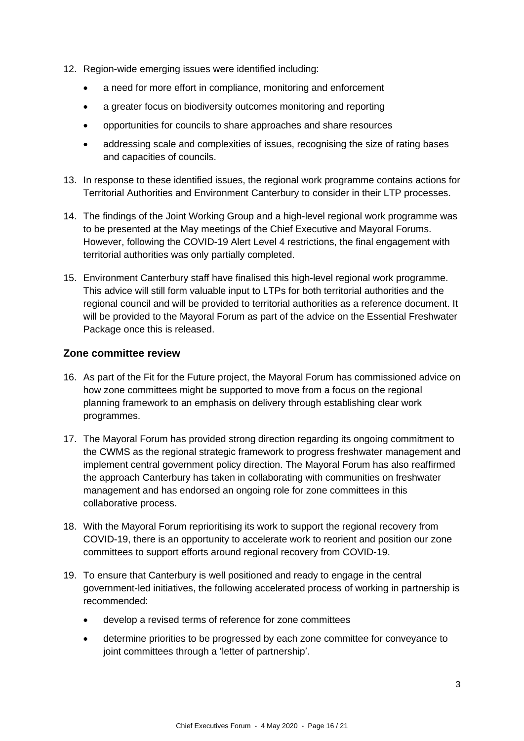12. Region-wide emerging issues were identified including:
    - a need for more effort in compliance, monitoring and enforcement
    - a greater focus on biodiversity outcomes monitoring and reporting
    - opportunities for councils to share approaches and share resources
    - addressing scale and complexities of issues, recognising the size of rating bases and capacities of councils.

13. In response to these identified issues, the regional work programme contains actions for Territorial Authorities and Environment Canterbury to consider in their LTP processes.

14. The findings of the Joint Working Group and a high-level regional work programme was to be presented at the May meetings of the Chief Executive and Mayoral Forums. However, following the COVID-19 Alert Level 4 restrictions, the final engagement with territorial authorities was only partially completed.

15. Environment Canterbury staff have finalised this high-level regional work programme. This advice will still form valuable input to LTPs for both territorial authorities and the regional council and will be provided to territorial authorities as a reference document. It will be provided to the Mayoral Forum as part of the advice on the Essential Freshwater Package once this is released.

## Zone committee review

16. As part of the Fit for the Future project, the Mayoral Forum has commissioned advice on how zone committees might be supported to move from a focus on the regional planning framework to an emphasis on delivery through establishing clear work programmes.

17. The Mayoral Forum has provided strong direction regarding its ongoing commitment to the CWMS as the regional strategic framework to progress freshwater management and implement central government policy direction. The Mayoral Forum has also reaffirmed the approach Canterbury has taken in collaborating with communities on freshwater management and has endorsed an ongoing role for zone committees in this collaborative process.

18. With the Mayoral Forum reprioritising its work to support the regional recovery from COVID-19, there is an opportunity to accelerate work to reorient and position our zone committees to support efforts around regional recovery from COVID-19.

19. To ensure that Canterbury is well positioned and ready to engage in the central government-led initiatives, the following accelerated process of working in partnership is recommended:
    - develop a revised terms of reference for zone committees
    - determine priorities to be progressed by each zone committee for conveyance to joint committees through a 'letter of partnership'.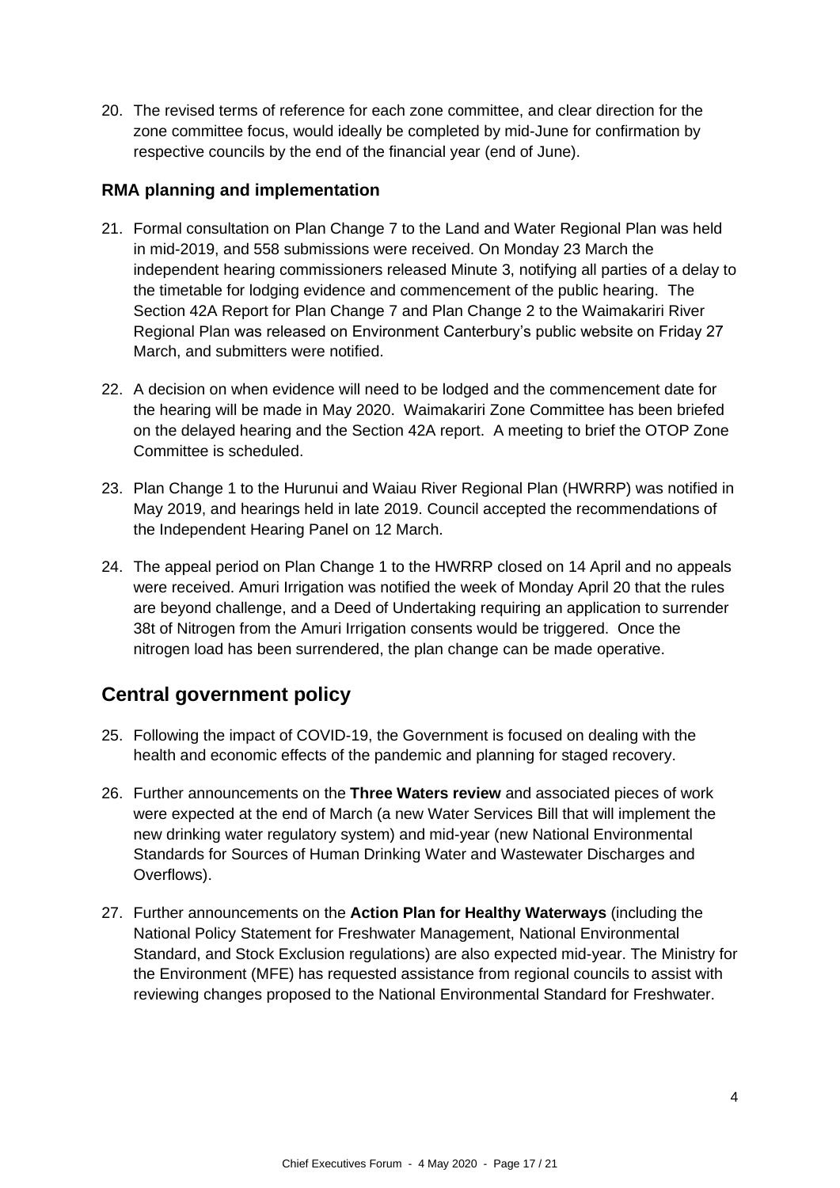20. The revised terms of reference for each zone committee, and clear direction for the zone committee focus, would ideally be completed by mid-June for confirmation by respective councils by the end of the financial year (end of June).

### RMA planning and implementation

21. Formal consultation on Plan Change 7 to the Land and Water Regional Plan was held in mid-2019, and 558 submissions were received. On Monday 23 March the independent hearing commissioners released Minute 3, notifying all parties of a delay to the timetable for lodging evidence and commencement of the public hearing. The Section 42A Report for Plan Change 7 and Plan Change 2 to the Waimakariri River Regional Plan was released on Environment Canterbury's public website on Friday 27 March, and submitters were notified.

22. A decision on when evidence will need to be lodged and the commencement date for the hearing will be made in May 2020. Waimakariri Zone Committee has been briefed on the delayed hearing and the Section 42A report. A meeting to brief the OTOP Zone Committee is scheduled.

23. Plan Change 1 to the Hurunui and Waiau River Regional Plan (HWRRP) was notified in May 2019, and hearings held in late 2019. Council accepted the recommendations of the Independent Hearing Panel on 12 March.

24. The appeal period on Plan Change 1 to the HWRRP closed on 14 April and no appeals were received. Amuri Irrigation was notified the week of Monday April 20 that the rules are beyond challenge, and a Deed of Undertaking requiring an application to surrender 38t of Nitrogen from the Amuri Irrigation consents would be triggered. Once the nitrogen load has been surrendered, the plan change can be made operative.

## Central government policy

25. Following the impact of COVID-19, the Government is focused on dealing with the health and economic effects of the pandemic and planning for staged recovery.

26. Further announcements on the **Three Waters review** and associated pieces of work were expected at the end of March (a new Water Services Bill that will implement the new drinking water regulatory system) and mid-year (new National Environmental Standards for Sources of Human Drinking Water and Wastewater Discharges and Overflows).

27. Further announcements on the **Action Plan for Healthy Waterways** (including the National Policy Statement for Freshwater Management, National Environmental Standard, and Stock Exclusion regulations) are also expected mid-year. The Ministry for the Environment (MFE) has requested assistance from regional councils to assist with reviewing changes proposed to the National Environmental Standard for Freshwater.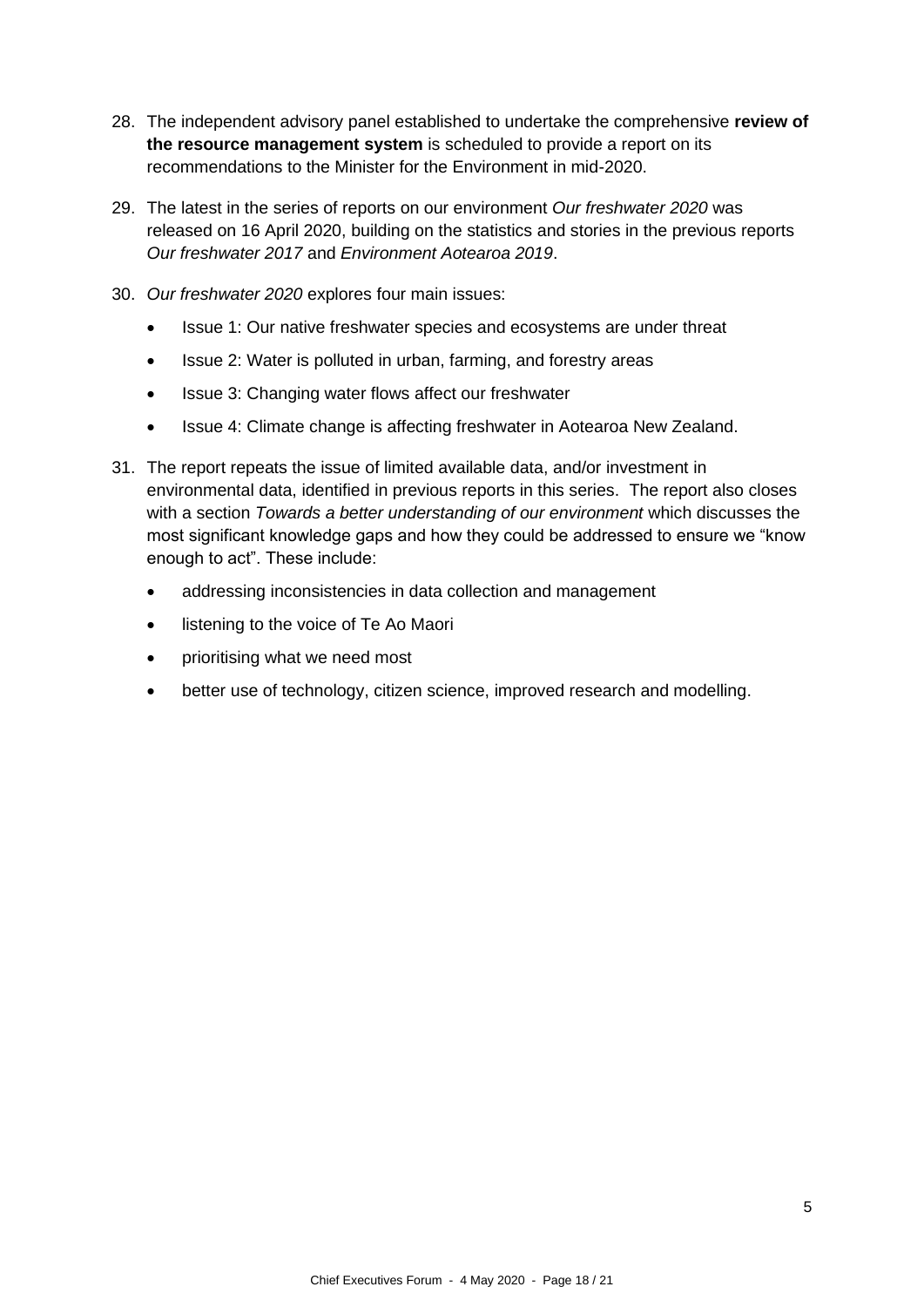28. The independent advisory panel established to undertake the comprehensive **review of the resource management system** is scheduled to provide a report on its recommendations to the Minister for the Environment in mid-2020.

29. The latest in the series of reports on our environment *Our freshwater 2020* was released on 16 April 2020, building on the statistics and stories in the previous reports *Our freshwater 2017* and *Environment Aotearoa 2019*.

30. *Our freshwater 2020* explores four main issues:

    - Issue 1: Our native freshwater species and ecosystems are under threat
    - Issue 2: Water is polluted in urban, farming, and forestry areas
    - Issue 3: Changing water flows affect our freshwater
    - Issue 4: Climate change is affecting freshwater in Aotearoa New Zealand.

31. The report repeats the issue of limited available data, and/or investment in environmental data, identified in previous reports in this series. The report also closes with a section *Towards a better understanding of our environment* which discusses the most significant knowledge gaps and how they could be addressed to ensure we "know enough to act". These include:

    - addressing inconsistencies in data collection and management
    - listening to the voice of Te Ao Maori
    - prioritising what we need most
    - better use of technology, citizen science, improved research and modelling.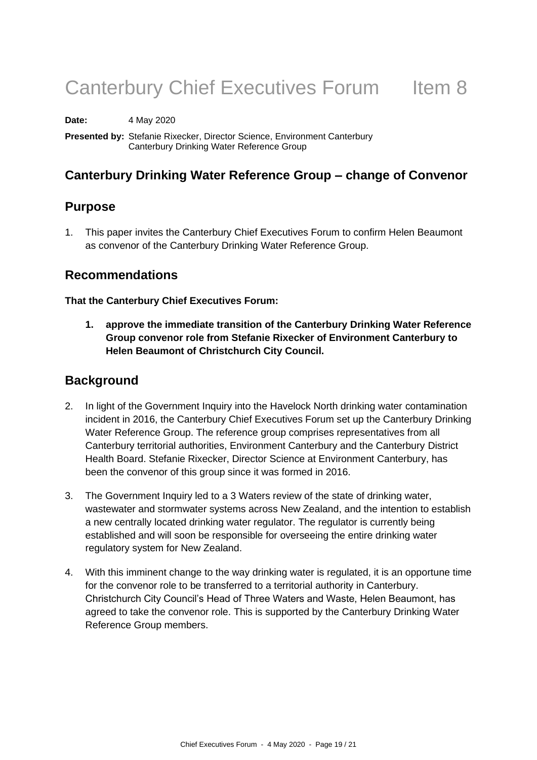# Canterbury Chief Executives Forum Item 8

**Date:** 4 May 2020

**Presented by:** Stefanie Rixecker, Director Science, Environment Canterbury
Canterbury Drinking Water Reference Group

## Canterbury Drinking Water Reference Group – change of Convenor

## Purpose

1. This paper invites the Canterbury Chief Executives Forum to confirm Helen Beaumont as convenor of the Canterbury Drinking Water Reference Group.

## Recommendations

**That the Canterbury Chief Executives Forum:**

1. **approve the immediate transition of the Canterbury Drinking Water Reference Group convenor role from Stefanie Rixecker of Environment Canterbury to Helen Beaumont of Christchurch City Council.**

## Background

2. In light of the Government Inquiry into the Havelock North drinking water contamination incident in 2016, the Canterbury Chief Executives Forum set up the Canterbury Drinking Water Reference Group. The reference group comprises representatives from all Canterbury territorial authorities, Environment Canterbury and the Canterbury District Health Board. Stefanie Rixecker, Director Science at Environment Canterbury, has been the convenor of this group since it was formed in 2016.

3. The Government Inquiry led to a 3 Waters review of the state of drinking water, wastewater and stormwater systems across New Zealand, and the intention to establish a new centrally located drinking water regulator. The regulator is currently being established and will soon be responsible for overseeing the entire drinking water regulatory system for New Zealand.

4. With this imminent change to the way drinking water is regulated, it is an opportune time for the convenor role to be transferred to a territorial authority in Canterbury. Christchurch City Council's Head of Three Waters and Waste, Helen Beaumont, has agreed to take the convenor role. This is supported by the Canterbury Drinking Water Reference Group members.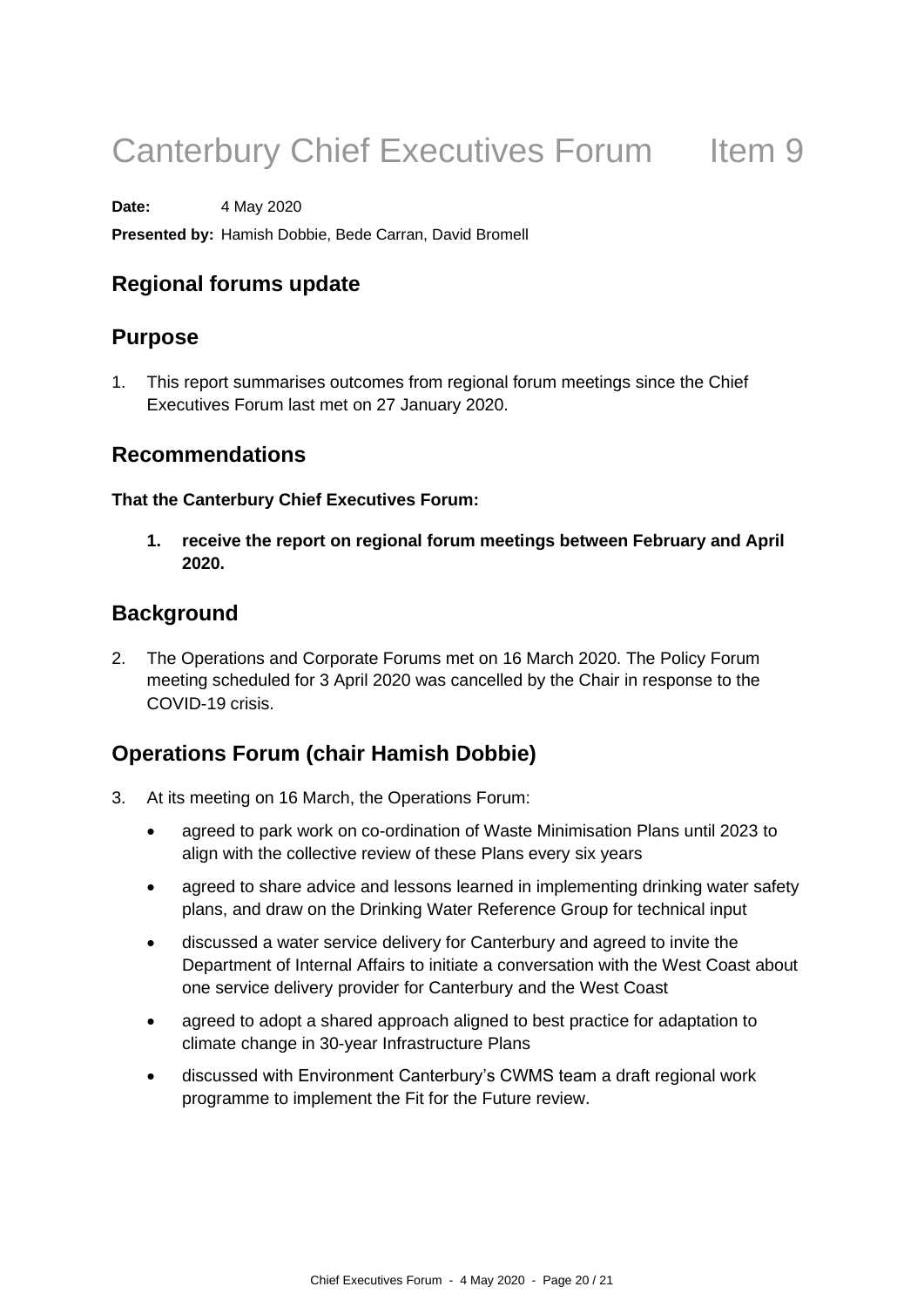# Canterbury Chief Executives Forum Item 9

**Date:** 4 May 2020

**Presented by:** Hamish Dobbie, Bede Carran, David Bromell

## Regional forums update

## Purpose

1. This report summarises outcomes from regional forum meetings since the Chief Executives Forum last met on 27 January 2020.

## Recommendations

**That the Canterbury Chief Executives Forum:**

> **1. receive the report on regional forum meetings between February and April 2020.**

## Background

2. The Operations and Corporate Forums met on 16 March 2020. The Policy Forum meeting scheduled for 3 April 2020 was cancelled by the Chair in response to the COVID-19 crisis.

## Operations Forum (chair Hamish Dobbie)

3. At its meeting on 16 March, the Operations Forum:
   - agreed to park work on co-ordination of Waste Minimisation Plans until 2023 to align with the collective review of these Plans every six years
   - agreed to share advice and lessons learned in implementing drinking water safety plans, and draw on the Drinking Water Reference Group for technical input
   - discussed a water service delivery for Canterbury and agreed to invite the Department of Internal Affairs to initiate a conversation with the West Coast about one service delivery provider for Canterbury and the West Coast
   - agreed to adopt a shared approach aligned to best practice for adaptation to climate change in 30-year Infrastructure Plans
   - discussed with Environment Canterbury's CWMS team a draft regional work programme to implement the Fit for the Future review.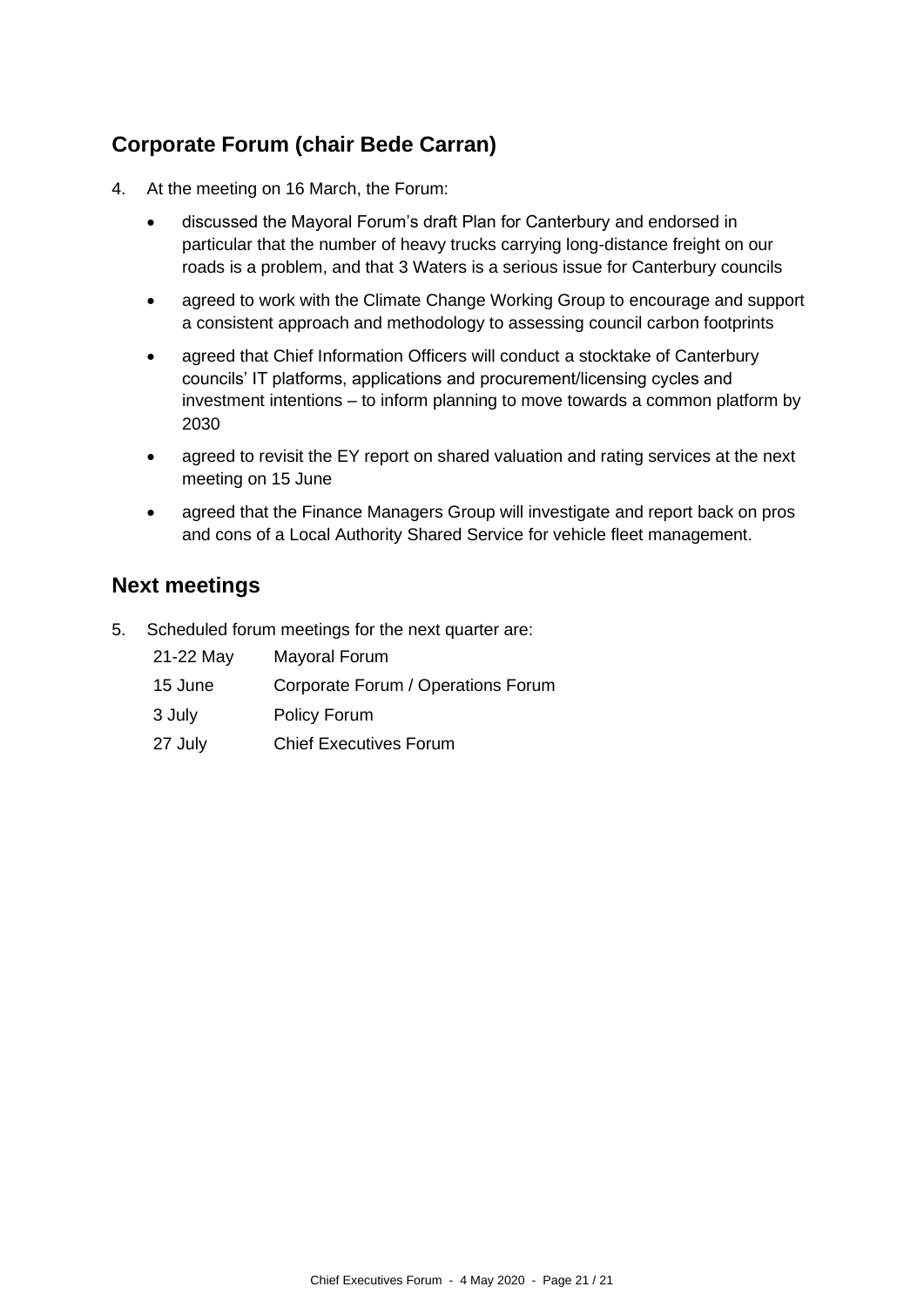## Corporate Forum (chair Bede Carran)

4. At the meeting on 16 March, the Forum:

   - discussed the Mayoral Forum's draft Plan for Canterbury and endorsed in particular that the number of heavy trucks carrying long-distance freight on our roads is a problem, and that 3 Waters is a serious issue for Canterbury councils
   - agreed to work with the Climate Change Working Group to encourage and support a consistent approach and methodology to assessing council carbon footprints
   - agreed that Chief Information Officers will conduct a stocktake of Canterbury councils' IT platforms, applications and procurement/licensing cycles and investment intentions – to inform planning to move towards a common platform by 2030
   - agreed to revisit the EY report on shared valuation and rating services at the next meeting on 15 June
   - agreed that the Finance Managers Group will investigate and report back on pros and cons of a Local Authority Shared Service for vehicle fleet management.

## Next meetings

5. Scheduled forum meetings for the next quarter are:

| | |
|---|---|
| 21-22 May | Mayoral Forum |
| 15 June | Corporate Forum / Operations Forum |
| 3 July | Policy Forum |
| 27 July | Chief Executives Forum |